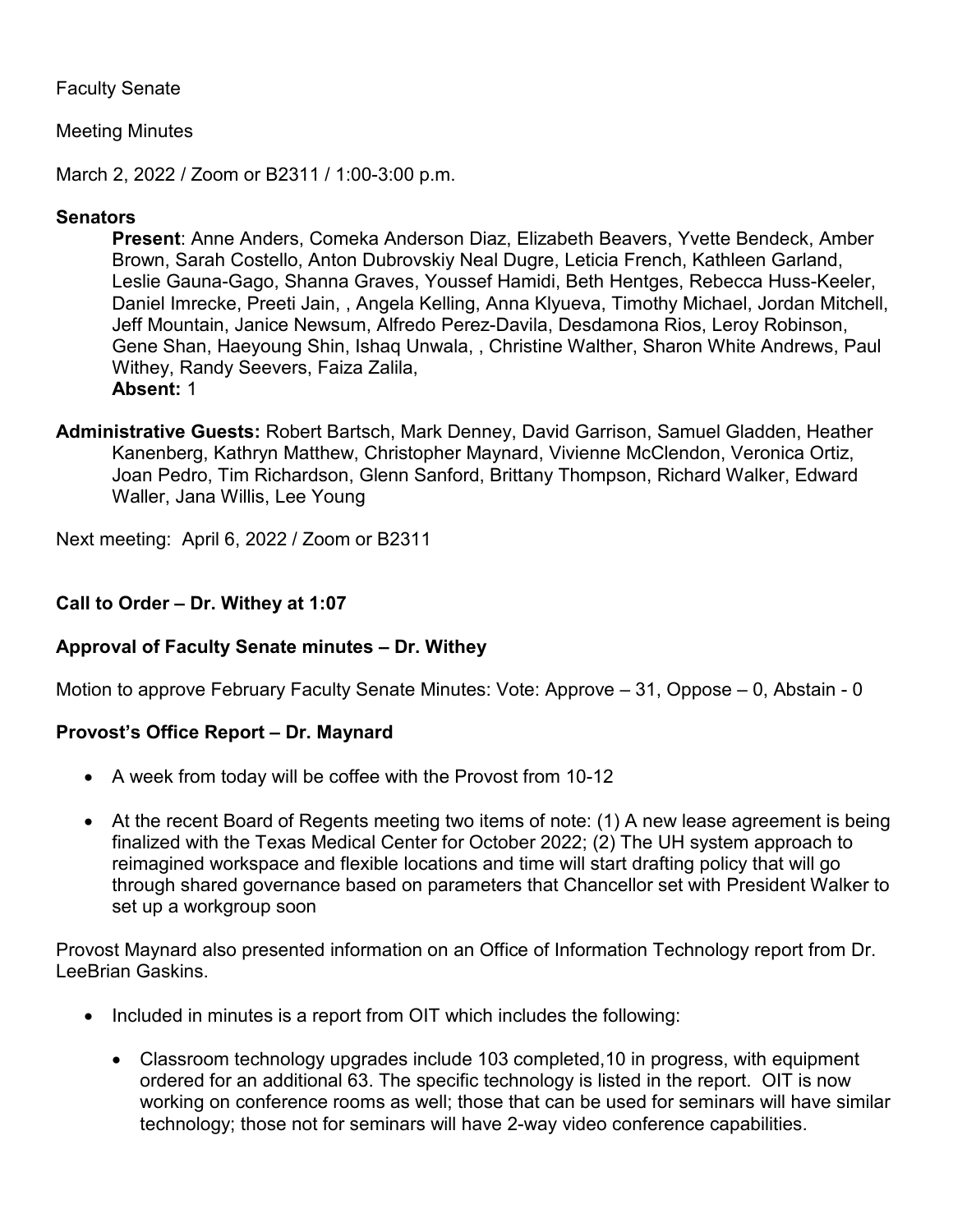Faculty Senate

Meeting Minutes

March 2, 2022 / Zoom or B2311 / 1:00-3:00 p.m.

**Senators**

**Present**: Anne Anders, Comeka Anderson Diaz, Elizabeth Beavers, Yvette Bendeck, Amber Brown, Sarah Costello, Anton Dubrovskiy Neal Dugre, Leticia French, Kathleen Garland, Leslie Gauna-Gago, Shanna Graves, Youssef Hamidi, Beth Hentges, Rebecca Huss-Keeler, Daniel Imrecke, Preeti Jain, , Angela Kelling, Anna Klyueva, Timothy Michael, Jordan Mitchell, Jeff Mountain, Janice Newsum, Alfredo Perez-Davila, Desdamona Rios, Leroy Robinson, Gene Shan, Haeyoung Shin, Ishaq Unwala, , Christine Walther, Sharon White Andrews, Paul Withey, Randy Seevers, Faiza Zalila,
**Absent:** 1

**Administrative Guests:** Robert Bartsch, Mark Denney, David Garrison, Samuel Gladden, Heather Kanenberg, Kathryn Matthew, Christopher Maynard, Vivienne McClendon, Veronica Ortiz, Joan Pedro, Tim Richardson, Glenn Sanford, Brittany Thompson, Richard Walker, Edward Waller, Jana Willis, Lee Young

Next meeting: April 6, 2022 / Zoom or B2311

**Call to Order – Dr. Withey at 1:07**

**Approval of Faculty Senate minutes – Dr. Withey**

Motion to approve February Faculty Senate Minutes: Vote: Approve – 31, Oppose – 0, Abstain - 0

**Provost's Office Report – Dr. Maynard**

- A week from today will be coffee with the Provost from 10-12
- At the recent Board of Regents meeting two items of note: (1) A new lease agreement is being finalized with the Texas Medical Center for October 2022; (2) The UH system approach to reimagined workspace and flexible locations and time will start drafting policy that will go through shared governance based on parameters that Chancellor set with President Walker to set up a workgroup soon

Provost Maynard also presented information on an Office of Information Technology report from Dr. LeeBrian Gaskins.

- Included in minutes is a report from OIT which includes the following:
  - Classroom technology upgrades include 103 completed,10 in progress, with equipment ordered for an additional 63. The specific technology is listed in the report. OIT is now working on conference rooms as well; those that can be used for seminars will have similar technology; those not for seminars will have 2-way video conference capabilities.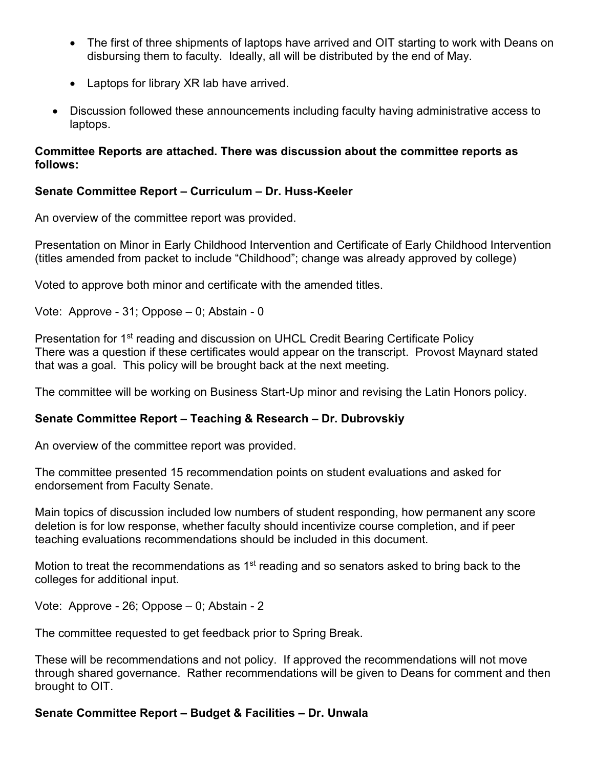- The first of three shipments of laptops have arrived and OIT starting to work with Deans on disbursing them to faculty. Ideally, all will be distributed by the end of May.

  - Laptops for library XR lab have arrived.

- Discussion followed these announcements including faculty having administrative access to laptops.

**Committee Reports are attached. There was discussion about the committee reports as follows:**

**Senate Committee Report – Curriculum – Dr. Huss-Keeler**

An overview of the committee report was provided.

Presentation on Minor in Early Childhood Intervention and Certificate of Early Childhood Intervention (titles amended from packet to include "Childhood"; change was already approved by college)

Voted to approve both minor and certificate with the amended titles.

Vote: Approve - 31; Oppose – 0; Abstain - 0

Presentation for 1st reading and discussion on UHCL Credit Bearing Certificate Policy
There was a question if these certificates would appear on the transcript. Provost Maynard stated that was a goal. This policy will be brought back at the next meeting.

The committee will be working on Business Start-Up minor and revising the Latin Honors policy.

**Senate Committee Report – Teaching & Research – Dr. Dubrovskiy**

An overview of the committee report was provided.

The committee presented 15 recommendation points on student evaluations and asked for endorsement from Faculty Senate.

Main topics of discussion included low numbers of student responding, how permanent any score deletion is for low response, whether faculty should incentivize course completion, and if peer teaching evaluations recommendations should be included in this document.

Motion to treat the recommendations as 1st reading and so senators asked to bring back to the colleges for additional input.

Vote: Approve - 26; Oppose – 0; Abstain - 2

The committee requested to get feedback prior to Spring Break.

These will be recommendations and not policy. If approved the recommendations will not move through shared governance. Rather recommendations will be given to Deans for comment and then brought to OIT.

**Senate Committee Report – Budget & Facilities – Dr. Unwala**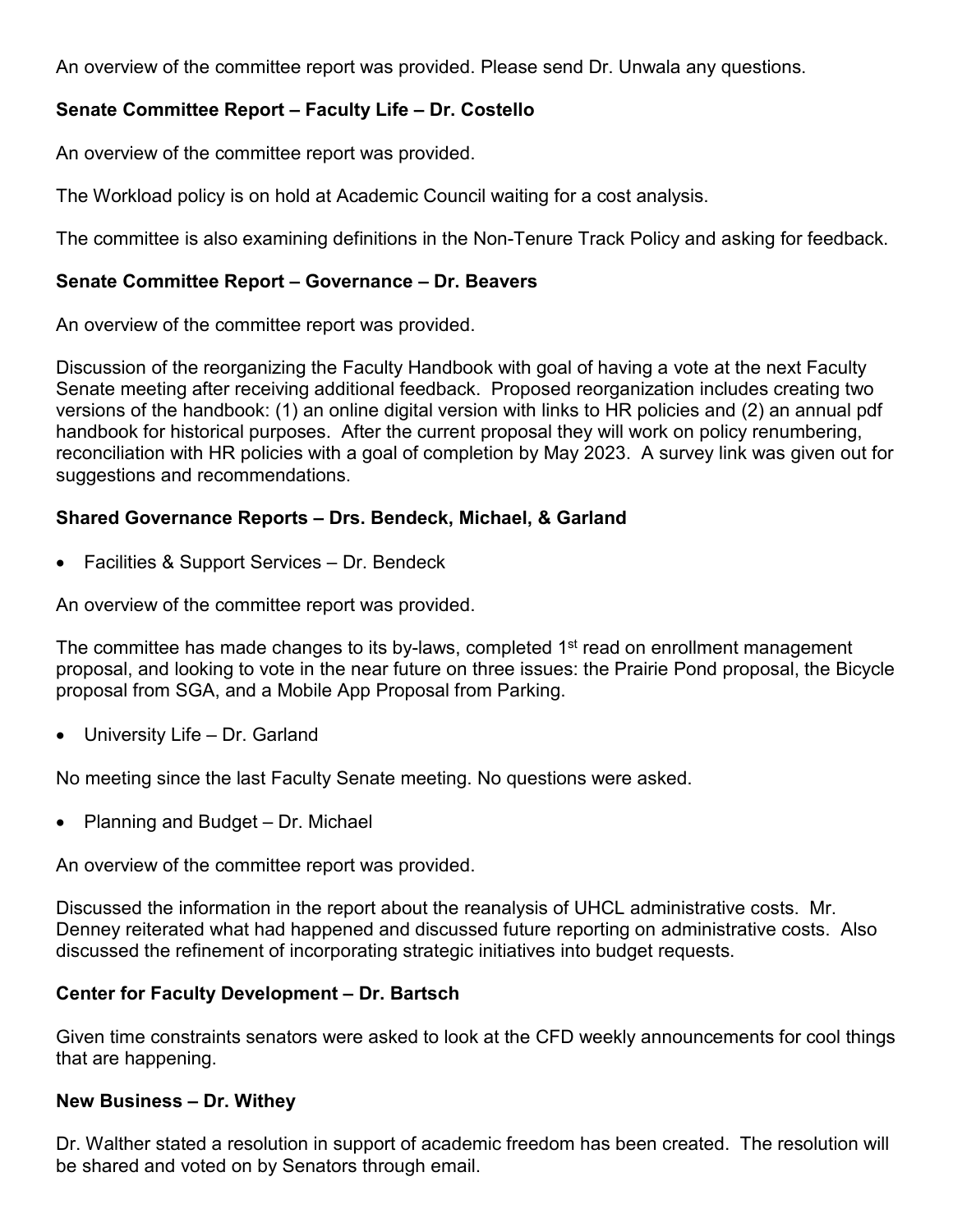An overview of the committee report was provided. Please send Dr. Unwala any questions.

**Senate Committee Report – Faculty Life – Dr. Costello**

An overview of the committee report was provided.

The Workload policy is on hold at Academic Council waiting for a cost analysis.

The committee is also examining definitions in the Non-Tenure Track Policy and asking for feedback.

**Senate Committee Report – Governance – Dr. Beavers**

An overview of the committee report was provided.

Discussion of the reorganizing the Faculty Handbook with goal of having a vote at the next Faculty Senate meeting after receiving additional feedback. Proposed reorganization includes creating two versions of the handbook: (1) an online digital version with links to HR policies and (2) an annual pdf handbook for historical purposes. After the current proposal they will work on policy renumbering, reconciliation with HR policies with a goal of completion by May 2023. A survey link was given out for suggestions and recommendations.

**Shared Governance Reports – Drs. Bendeck, Michael, & Garland**

- Facilities & Support Services – Dr. Bendeck

An overview of the committee report was provided.

The committee has made changes to its by-laws, completed 1st read on enrollment management proposal, and looking to vote in the near future on three issues: the Prairie Pond proposal, the Bicycle proposal from SGA, and a Mobile App Proposal from Parking.

- University Life – Dr. Garland

No meeting since the last Faculty Senate meeting. No questions were asked.

- Planning and Budget – Dr. Michael

An overview of the committee report was provided.

Discussed the information in the report about the reanalysis of UHCL administrative costs. Mr. Denney reiterated what had happened and discussed future reporting on administrative costs. Also discussed the refinement of incorporating strategic initiatives into budget requests.

**Center for Faculty Development – Dr. Bartsch**

Given time constraints senators were asked to look at the CFD weekly announcements for cool things that are happening.

**New Business – Dr. Withey**

Dr. Walther stated a resolution in support of academic freedom has been created. The resolution will be shared and voted on by Senators through email.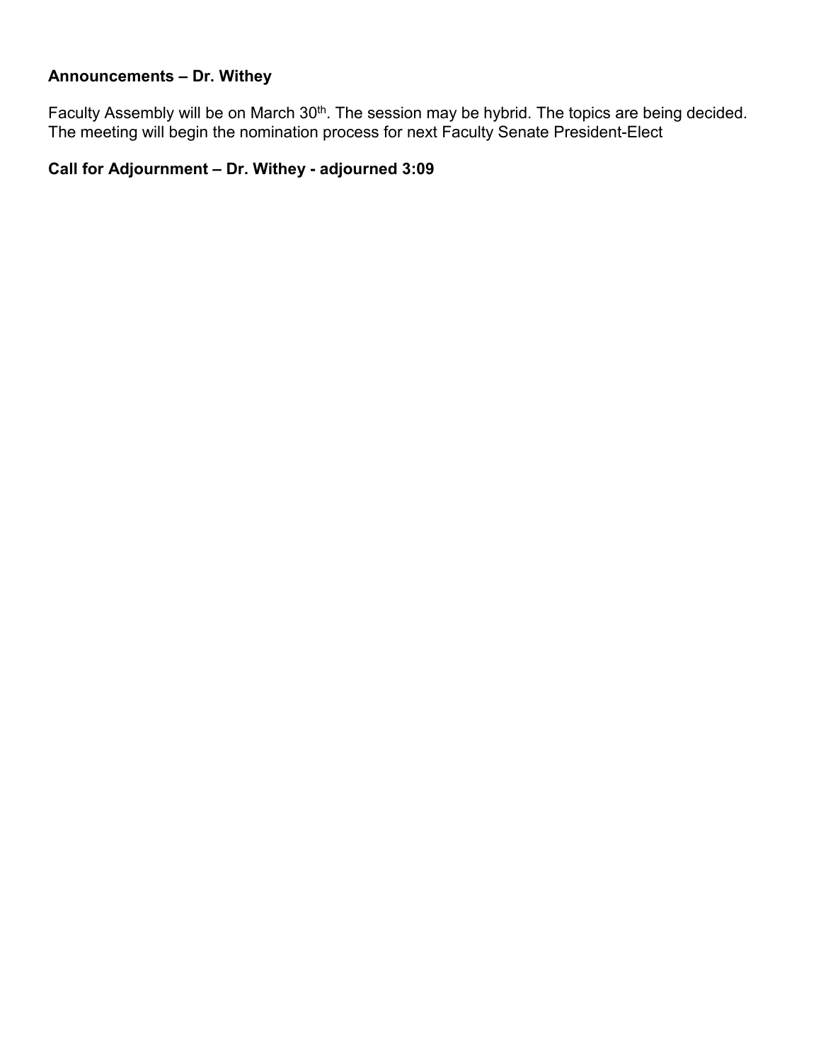**Announcements – Dr. Withey**

Faculty Assembly will be on March 30th. The session may be hybrid. The topics are being decided. The meeting will begin the nomination process for next Faculty Senate President-Elect

**Call for Adjournment – Dr. Withey - adjourned 3:09**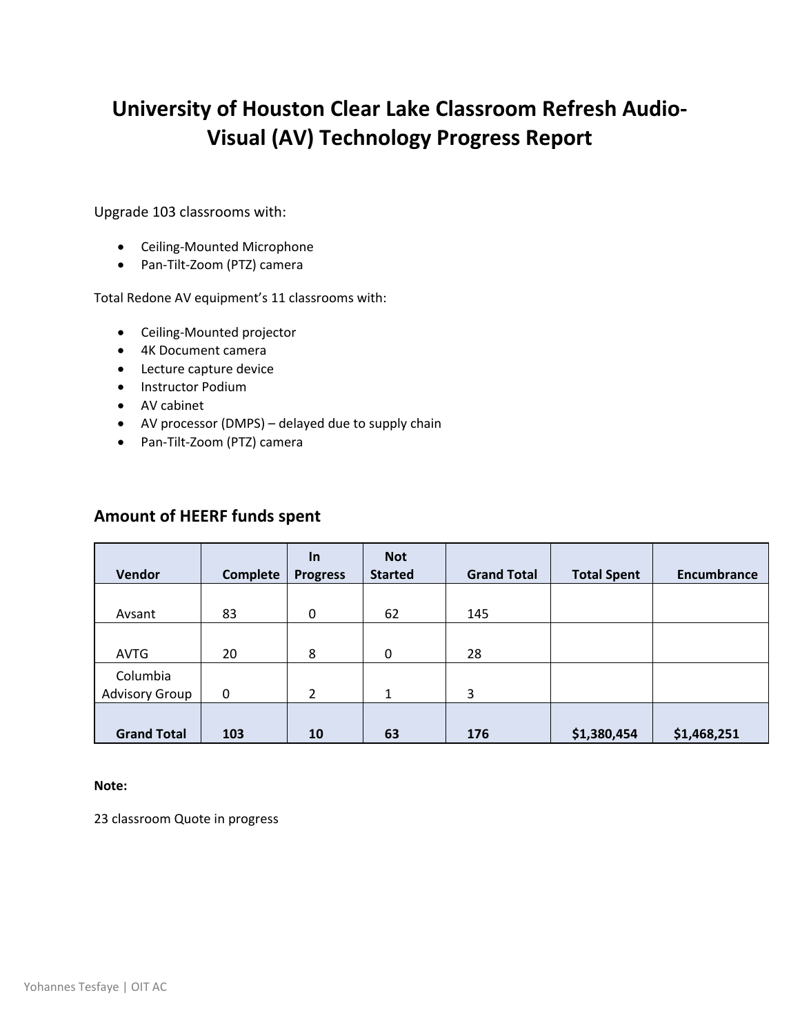# University of Houston Clear Lake Classroom Refresh Audio-Visual (AV) Technology Progress Report

Upgrade 103 classrooms with:

- Ceiling-Mounted Microphone
- Pan-Tilt-Zoom (PTZ) camera

Total Redone AV equipment's 11 classrooms with:

- Ceiling-Mounted projector
- 4K Document camera
- Lecture capture device
- Instructor Podium
- AV cabinet
- AV processor (DMPS) – delayed due to supply chain
- Pan-Tilt-Zoom (PTZ) camera

## Amount of HEERF funds spent

| Vendor | Complete | In Progress | Not Started | Grand Total | Total Spent | Encumbrance |
|---|---|---|---|---|---|---|
| Avsant | 83 | 0 | 62 | 145 | | |
| AVTG | 20 | 8 | 0 | 28 | | |
| Columbia Advisory Group | 0 | 2 | 1 | 3 | | |
| **Grand Total** | **103** | **10** | **63** | **176** | **$1,380,454** | **$1,468,251** |

**Note:**

23 classroom Quote in progress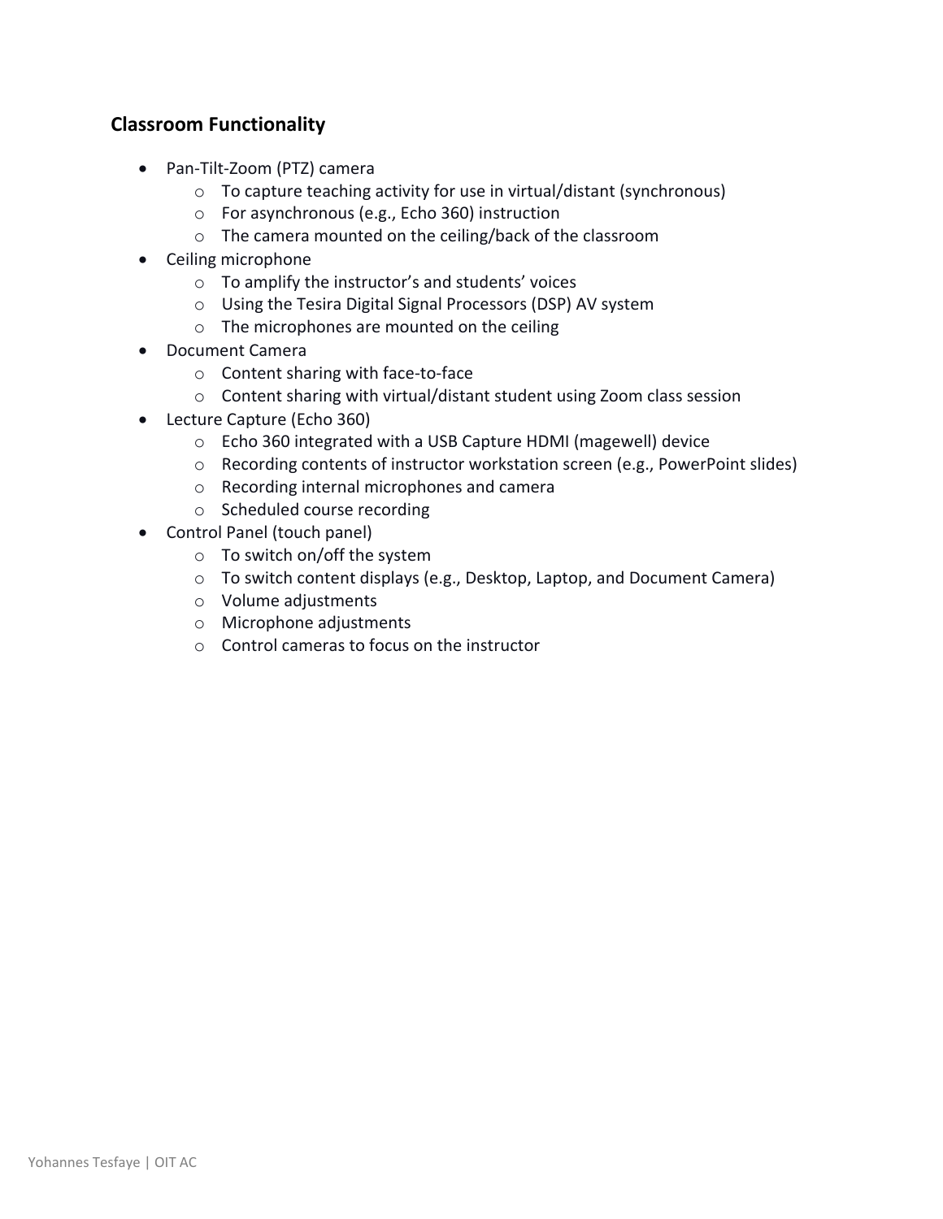## Classroom Functionality

- Pan-Tilt-Zoom (PTZ) camera
  - To capture teaching activity for use in virtual/distant (synchronous)
  - For asynchronous (e.g., Echo 360) instruction
  - The camera mounted on the ceiling/back of the classroom
- Ceiling microphone
  - To amplify the instructor's and students' voices
  - Using the Tesira Digital Signal Processors (DSP) AV system
  - The microphones are mounted on the ceiling
- Document Camera
  - Content sharing with face-to-face
  - Content sharing with virtual/distant student using Zoom class session
- Lecture Capture (Echo 360)
  - Echo 360 integrated with a USB Capture HDMI (magewell) device
  - Recording contents of instructor workstation screen (e.g., PowerPoint slides)
  - Recording internal microphones and camera
  - Scheduled course recording
- Control Panel (touch panel)
  - To switch on/off the system
  - To switch content displays (e.g., Desktop, Laptop, and Document Camera)
  - Volume adjustments
  - Microphone adjustments
  - Control cameras to focus on the instructor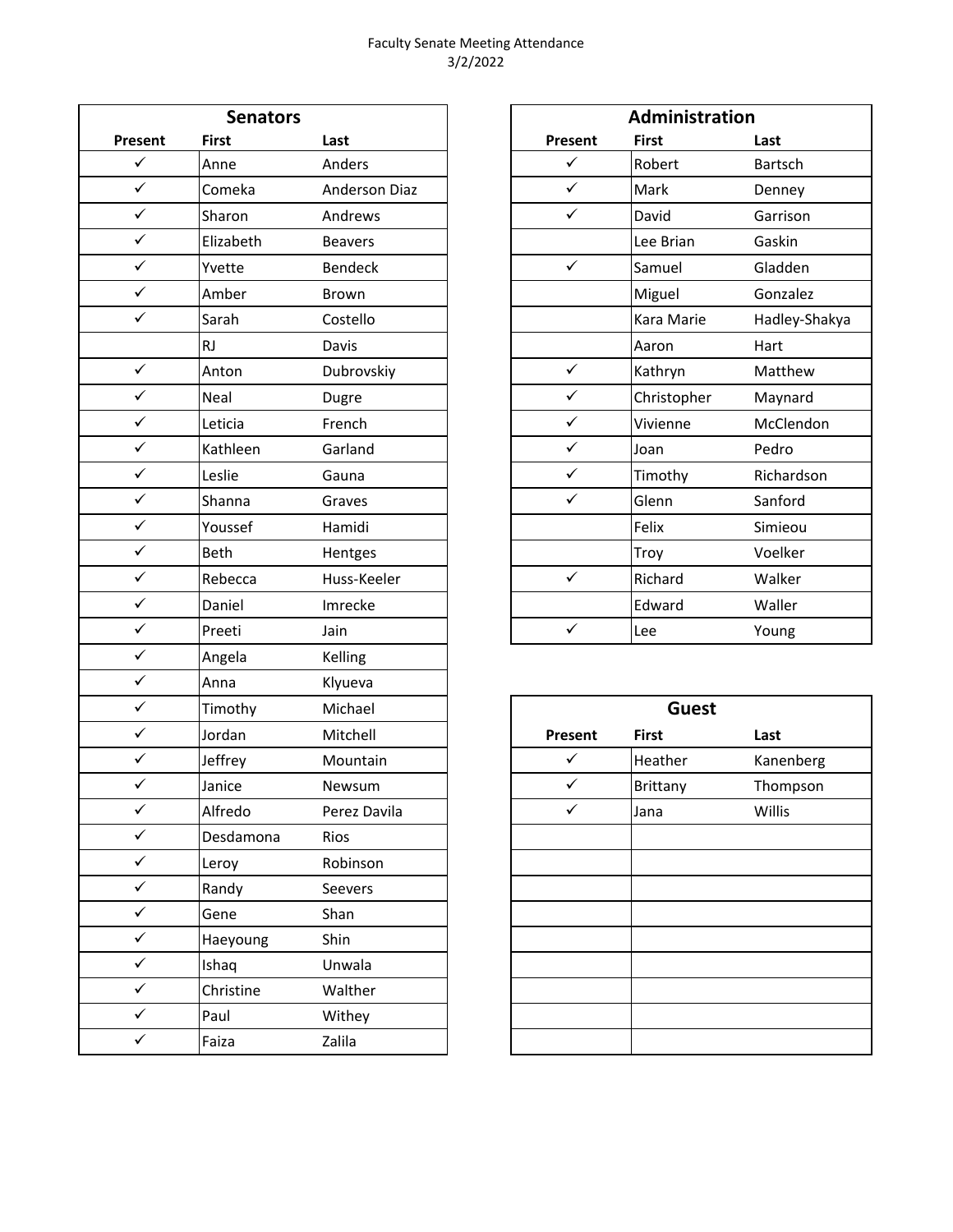Faculty Senate Meeting Attendance
3/2/2022

**Senators**

| Present | First | Last |
|---|---|---|
| ✓ | Anne | Anders |
| ✓ | Comeka | Anderson Diaz |
| ✓ | Sharon | Andrews |
| ✓ | Elizabeth | Beavers |
| ✓ | Yvette | Bendeck |
| ✓ | Amber | Brown |
| ✓ | Sarah | Costello |
| | RJ | Davis |
| ✓ | Anton | Dubrovskiy |
| ✓ | Neal | Dugre |
| ✓ | Leticia | French |
| ✓ | Kathleen | Garland |
| ✓ | Leslie | Gauna |
| ✓ | Shanna | Graves |
| ✓ | Youssef | Hamidi |
| ✓ | Beth | Hentges |
| ✓ | Rebecca | Huss-Keeler |
| ✓ | Daniel | Imrecke |
| ✓ | Preeti | Jain |
| ✓ | Angela | Kelling |
| ✓ | Anna | Klyueva |
| ✓ | Timothy | Michael |
| ✓ | Jordan | Mitchell |
| ✓ | Jeffrey | Mountain |
| ✓ | Janice | Newsum |
| ✓ | Alfredo | Perez Davila |
| ✓ | Desdamona | Rios |
| ✓ | Leroy | Robinson |
| ✓ | Randy | Seevers |
| ✓ | Gene | Shan |
| ✓ | Haeyoung | Shin |
| ✓ | Ishaq | Unwala |
| ✓ | Christine | Walther |
| ✓ | Paul | Withey |
| ✓ | Faiza | Zalila |

**Administration**

| Present | First | Last |
|---|---|---|
| ✓ | Robert | Bartsch |
| ✓ | Mark | Denney |
| ✓ | David | Garrison |
| | Lee Brian | Gaskin |
| ✓ | Samuel | Gladden |
| | Miguel | Gonzalez |
| | Kara Marie | Hadley-Shakya |
| | Aaron | Hart |
| ✓ | Kathryn | Matthew |
| ✓ | Christopher | Maynard |
| ✓ | Vivienne | McClendon |
| ✓ | Joan | Pedro |
| ✓ | Timothy | Richardson |
| ✓ | Glenn | Sanford |
| | Felix | Simieou |
| | Troy | Voelker |
| ✓ | Richard | Walker |
| | Edward | Waller |
| ✓ | Lee | Young |

**Guest**

| Present | First | Last |
|---|---|---|
| ✓ | Heather | Kanenberg |
| ✓ | Brittany | Thompson |
| ✓ | Jana | Willis |
| | | |
| | | |
| | | |
| | | |
| | | |
| | | |
| | | |
| | | |
| | | |